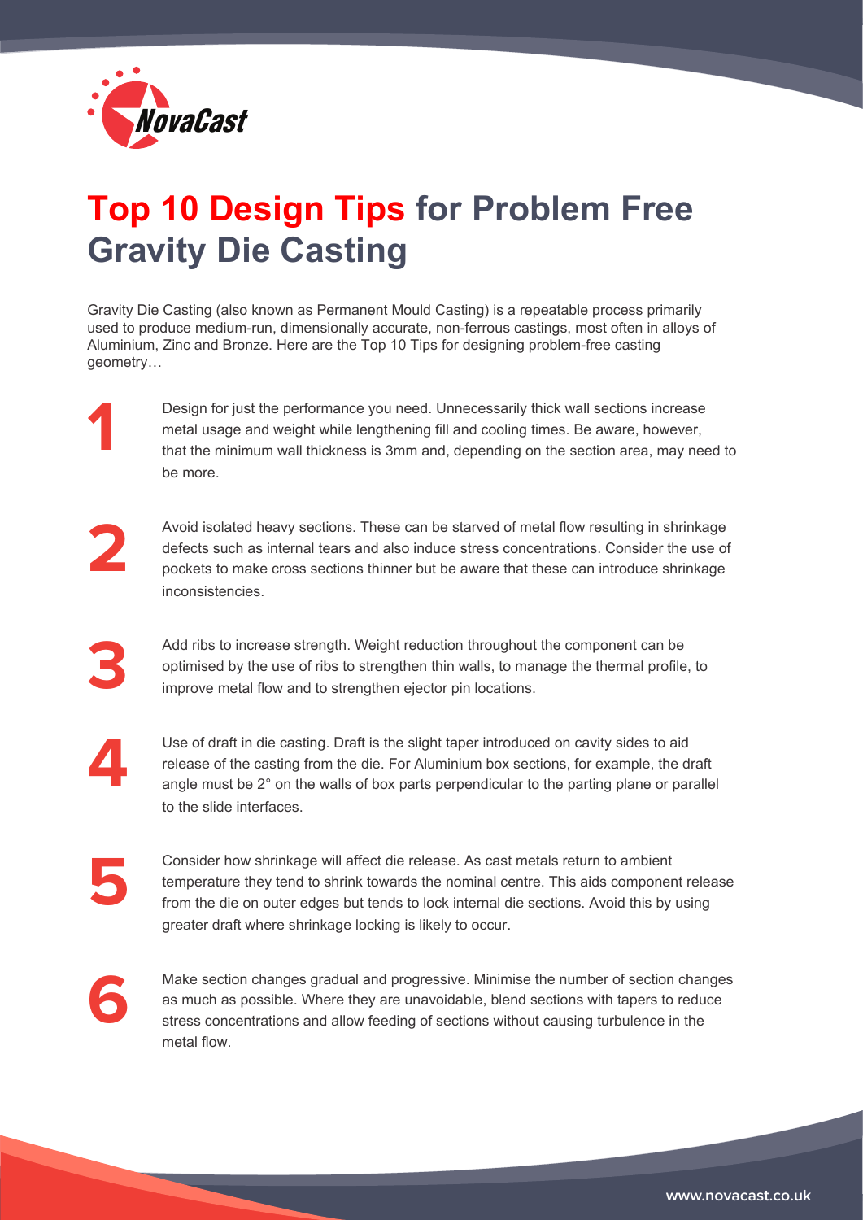# Top 10 Design Tips for Problem Free Gravity Die Casting

Gravity Die Casting (also known as Permanent Mould Casting) is a repeatable process primarily used to produce medium-run, dimensionally accurate, non-ferrous castings, most often in alloys of Aluminium, Zinc and Bronze. Here are the Top 10 Tips for designing problem-free casting geometry…

**1** Design for just the performance you need. Unnecessarily thick wall sections increase metal usage and weight while lengthening fill and cooling times. Be aware, however, that the minimum wall thickness is 3mm and, depending on the section area, may need to be more.

**2** Avoid isolated heavy sections. These can be starved of metal flow resulting in shrinkage defects such as internal tears and also induce stress concentrations. Consider the use of pockets to make cross sections thinner but be aware that these can introduce shrinkage inconsistencies.

**3** Add ribs to increase strength. Weight reduction throughout the component can be optimised by the use of ribs to strengthen thin walls, to manage the thermal profile, to improve metal flow and to strengthen ejector pin locations.

**4** Use of draft in die casting. Draft is the slight taper introduced on cavity sides to aid release of the casting from the die. For Aluminium box sections, for example, the draft angle must be 2° on the walls of box parts perpendicular to the parting plane or parallel to the slide interfaces.

**5** Consider how shrinkage will affect die release. As cast metals return to ambient temperature they tend to shrink towards the nominal centre. This aids component release from the die on outer edges but tends to lock internal die sections. Avoid this by using greater draft where shrinkage locking is likely to occur.

**6** Make section changes gradual and progressive. Minimise the number of section changes as much as possible. Where they are unavoidable, blend sections with tapers to reduce stress concentrations and allow feeding of sections without causing turbulence in the metal flow.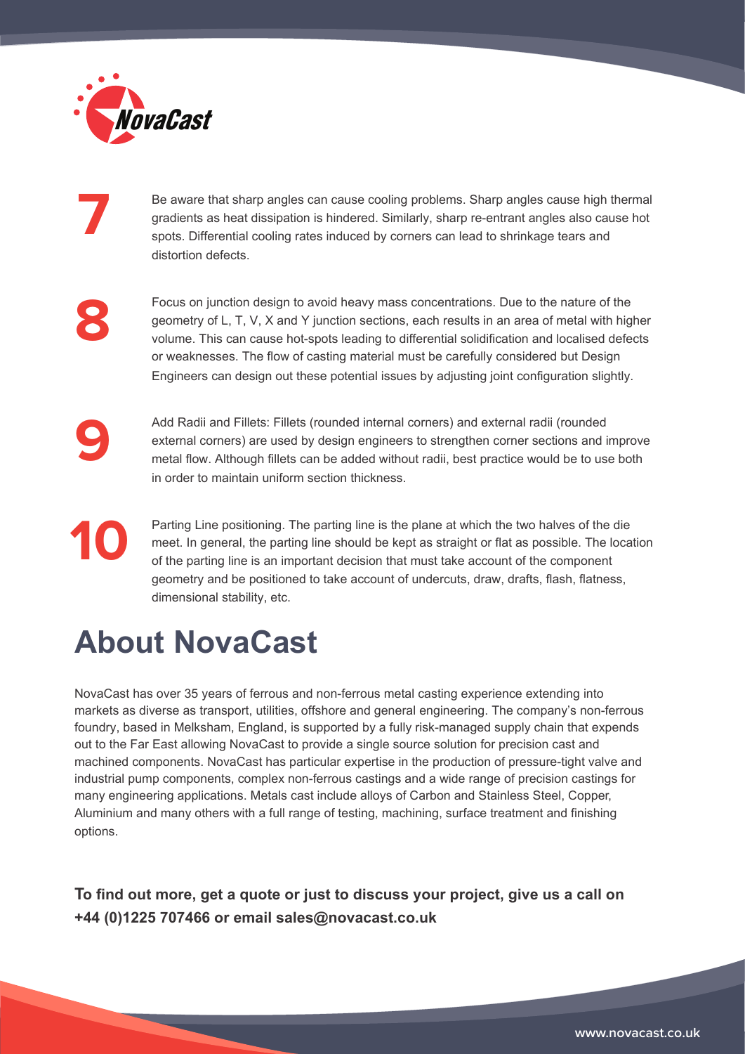**7** Be aware that sharp angles can cause cooling problems. Sharp angles cause high thermal gradients as heat dissipation is hindered. Similarly, sharp re-entrant angles also cause hot spots. Differential cooling rates induced by corners can lead to shrinkage tears and distortion defects.

**8** Focus on junction design to avoid heavy mass concentrations. Due to the nature of the geometry of L, T, V, X and Y junction sections, each results in an area of metal with higher volume. This can cause hot-spots leading to differential solidification and localised defects or weaknesses. The flow of casting material must be carefully considered but Design Engineers can design out these potential issues by adjusting joint configuration slightly.

**9** Add Radii and Fillets: Fillets (rounded internal corners) and external radii (rounded external corners) are used by design engineers to strengthen corner sections and improve metal flow. Although fillets can be added without radii, best practice would be to use both in order to maintain uniform section thickness.

**10** Parting Line positioning. The parting line is the plane at which the two halves of the die meet. In general, the parting line should be kept as straight or flat as possible. The location of the parting line is an important decision that must take account of the component geometry and be positioned to take account of undercuts, draw, drafts, flash, flatness, dimensional stability, etc.

# About NovaCast

NovaCast has over 35 years of ferrous and non-ferrous metal casting experience extending into markets as diverse as transport, utilities, offshore and general engineering. The company's non-ferrous foundry, based in Melksham, England, is supported by a fully risk-managed supply chain that expends out to the Far East allowing NovaCast to provide a single source solution for precision cast and machined components. NovaCast has particular expertise in the production of pressure-tight valve and industrial pump components, complex non-ferrous castings and a wide range of precision castings for many engineering applications. Metals cast include alloys of Carbon and Stainless Steel, Copper, Aluminium and many others with a full range of testing, machining, surface treatment and finishing options.

**To find out more, get a quote or just to discuss your project, give us a call on +44 (0)1225 707466 or email sales@novacast.co.uk**

www.novacast.co.uk